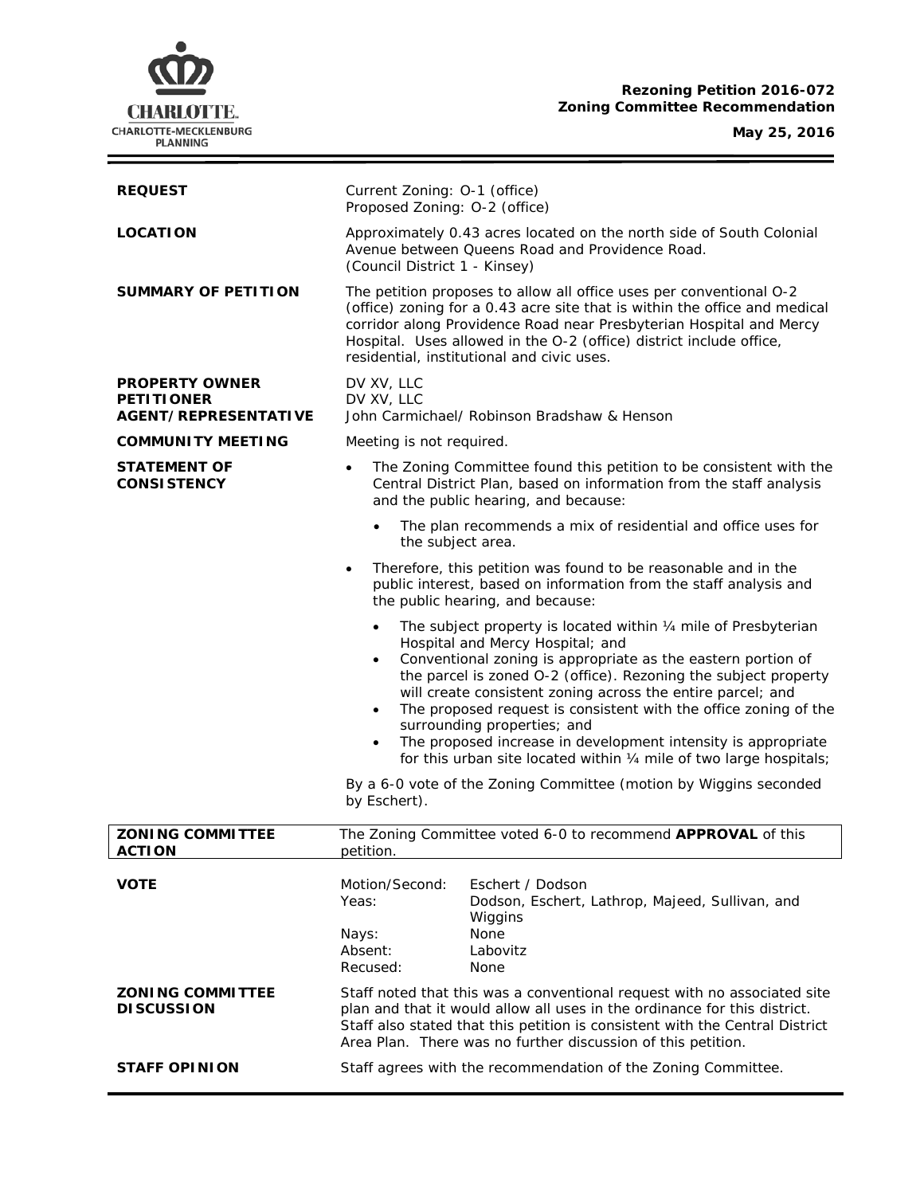**Rezoning Petition 2016-072**
**Zoning Committee Recommendation**

**May 25, 2016**

| | |
|---|---|
| **REQUEST** | Current Zoning: O-1 (office)<br>Proposed Zoning: O-2 (office) |
| **LOCATION** | Approximately 0.43 acres located on the north side of South Colonial Avenue between Queens Road and Providence Road.<br>(Council District 1 - Kinsey) |
| **SUMMARY OF PETITION** | The petition proposes to allow all office uses per conventional O-2 (office) zoning for a 0.43 acre site that is within the office and medical corridor along Providence Road near Presbyterian Hospital and Mercy Hospital. Uses allowed in the O-2 (office) district include office, residential, institutional and civic uses. |
| **PROPERTY OWNER**<br>**PETITIONER**<br>**AGENT/REPRESENTATIVE** | DV XV, LLC<br>DV XV, LLC<br>John Carmichael/ Robinson Bradshaw & Henson |
| **COMMUNITY MEETING** | Meeting is not required. |

**STATEMENT OF CONSISTENCY**

- The Zoning Committee found this petition to be consistent with the Central District Plan, based on information from the staff analysis and the public hearing, and because:
  - The plan recommends a mix of residential and office uses for the subject area.
- Therefore, this petition was found to be reasonable and in the public interest, based on information from the staff analysis and the public hearing, and because:
  - The subject property is located within ¼ mile of Presbyterian Hospital and Mercy Hospital; and
  - Conventional zoning is appropriate as the eastern portion of the parcel is zoned O-2 (office). Rezoning the subject property will create consistent zoning across the entire parcel; and
  - The proposed request is consistent with the office zoning of the surrounding properties; and
  - The proposed increase in development intensity is appropriate for this urban site located within ¼ mile of two large hospitals;

By a 6-0 vote of the Zoning Committee (motion by Wiggins seconded by Eschert).

| | |
|---|---|
| **ZONING COMMITTEE ACTION** | The Zoning Committee voted 6-0 to recommend **APPROVAL** of this petition. |

**VOTE**

| | |
|---|---|
| Motion/Second: | Eschert / Dodson |
| Yeas: | Dodson, Eschert, Lathrop, Majeed, Sullivan, and Wiggins |
| Nays: | None |
| Absent: | Labovitz |
| Recused: | None |

**ZONING COMMITTEE DISCUSSION**

Staff noted that this was a conventional request with no associated site plan and that it would allow all uses in the ordinance for this district. Staff also stated that this petition is consistent with the Central District Area Plan. There was no further discussion of this petition.

**STAFF OPINION**

Staff agrees with the recommendation of the Zoning Committee.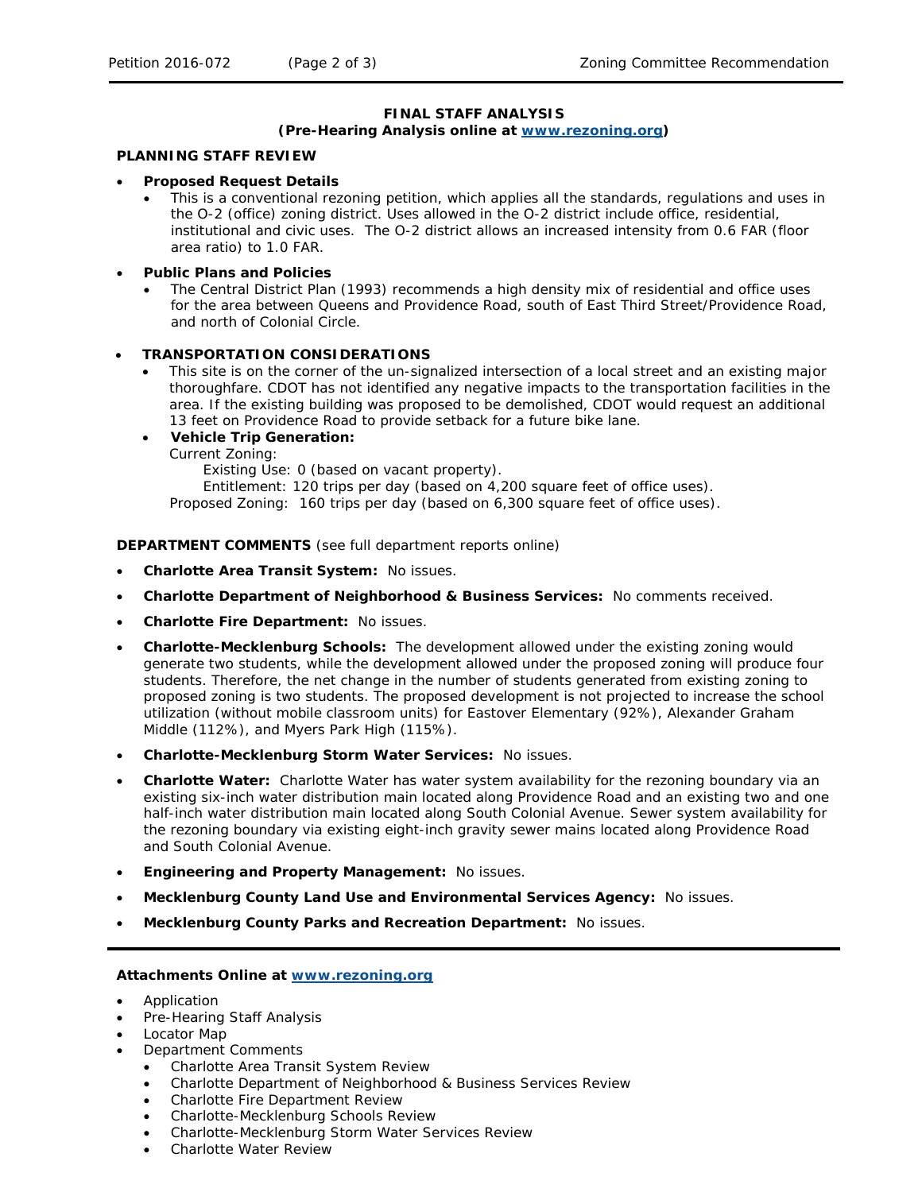**FINAL STAFF ANALYSIS**
**(Pre-Hearing Analysis online at www.rezoning.org)**

**PLANNING STAFF REVIEW**

- **Proposed Request Details**
  - This is a conventional rezoning petition, which applies all the standards, regulations and uses in the O-2 (office) zoning district. Uses allowed in the O-2 district include office, residential, institutional and civic uses. The O-2 district allows an increased intensity from 0.6 FAR (floor area ratio) to 1.0 FAR.

- **Public Plans and Policies**
  - The Central District Plan (1993) recommends a high density mix of residential and office uses for the area between Queens and Providence Road, south of East Third Street/Providence Road, and north of Colonial Circle.

- **TRANSPORTATION CONSIDERATIONS**
  - This site is on the corner of the un-signalized intersection of a local street and an existing major thoroughfare. CDOT has not identified any negative impacts to the transportation facilities in the area. If the existing building was proposed to be demolished, CDOT would request an additional 13 feet on Providence Road to provide setback for a future bike lane.
  - **Vehicle Trip Generation:**

    Current Zoning:

    Existing Use: 0 (based on vacant property).

    Entitlement: 120 trips per day (based on 4,200 square feet of office uses).

    Proposed Zoning: 160 trips per day (based on 6,300 square feet of office uses).

**DEPARTMENT COMMENTS** (see full department reports online)

- **Charlotte Area Transit System:** No issues.
- **Charlotte Department of Neighborhood & Business Services:** No comments received.
- **Charlotte Fire Department:** No issues.
- **Charlotte-Mecklenburg Schools:** The development allowed under the existing zoning would generate two students, while the development allowed under the proposed zoning will produce four students. Therefore, the net change in the number of students generated from existing zoning to proposed zoning is two students. The proposed development is not projected to increase the school utilization (without mobile classroom units) for Eastover Elementary (92%), Alexander Graham Middle (112%), and Myers Park High (115%).
- **Charlotte-Mecklenburg Storm Water Services:** No issues.
- **Charlotte Water:** Charlotte Water has water system availability for the rezoning boundary via an existing six-inch water distribution main located along Providence Road and an existing two and one half-inch water distribution main located along South Colonial Avenue. Sewer system availability for the rezoning boundary via existing eight-inch gravity sewer mains located along Providence Road and South Colonial Avenue.
- **Engineering and Property Management:** No issues.
- **Mecklenburg County Land Use and Environmental Services Agency:** No issues.
- **Mecklenburg County Parks and Recreation Department:** No issues.

---

**Attachments Online at www.rezoning.org**

- Application
- Pre-Hearing Staff Analysis
- Locator Map
- Department Comments
  - Charlotte Area Transit System Review
  - Charlotte Department of Neighborhood & Business Services Review
  - Charlotte Fire Department Review
  - Charlotte-Mecklenburg Schools Review
  - Charlotte-Mecklenburg Storm Water Services Review
  - Charlotte Water Review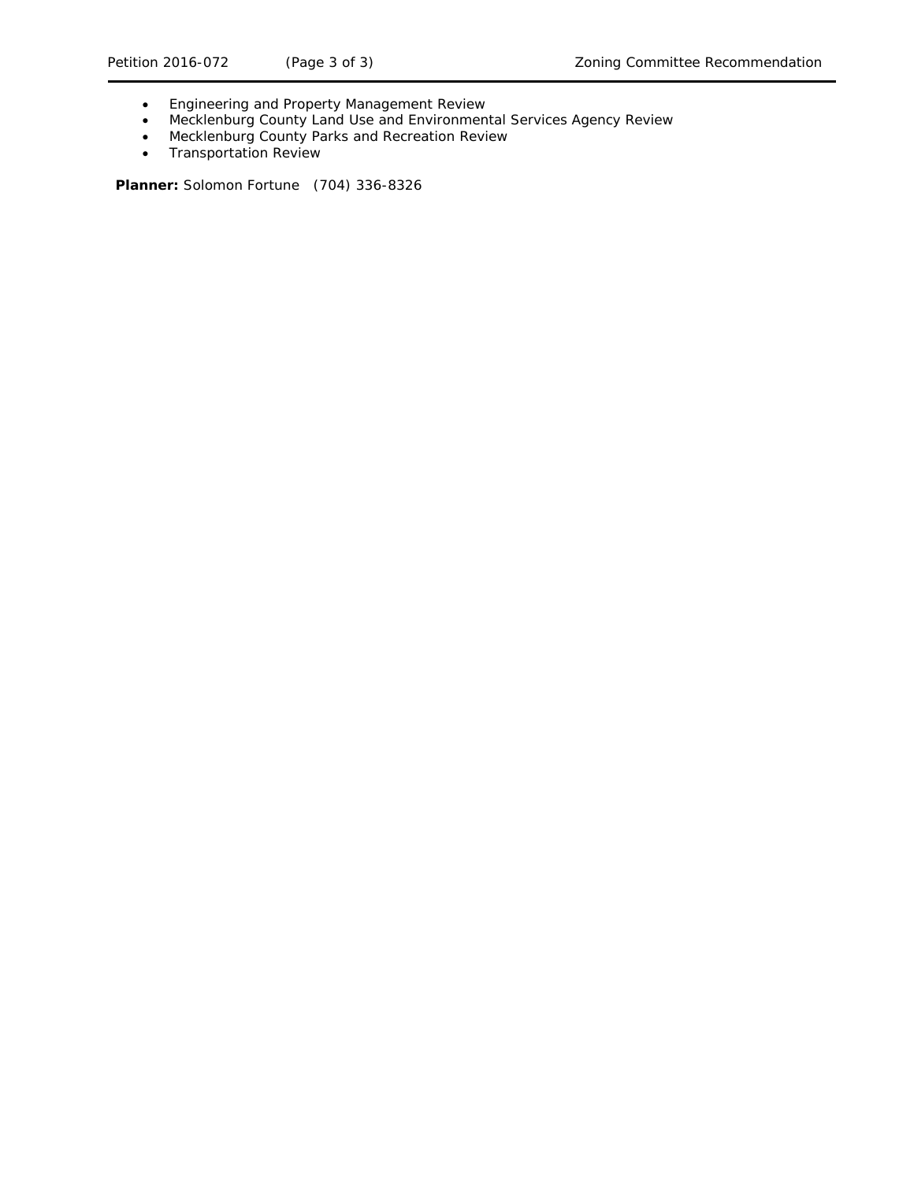- Engineering and Property Management Review
- Mecklenburg County Land Use and Environmental Services Agency Review
- Mecklenburg County Parks and Recreation Review
- Transportation Review

**Planner:** Solomon Fortune (704) 336-8326